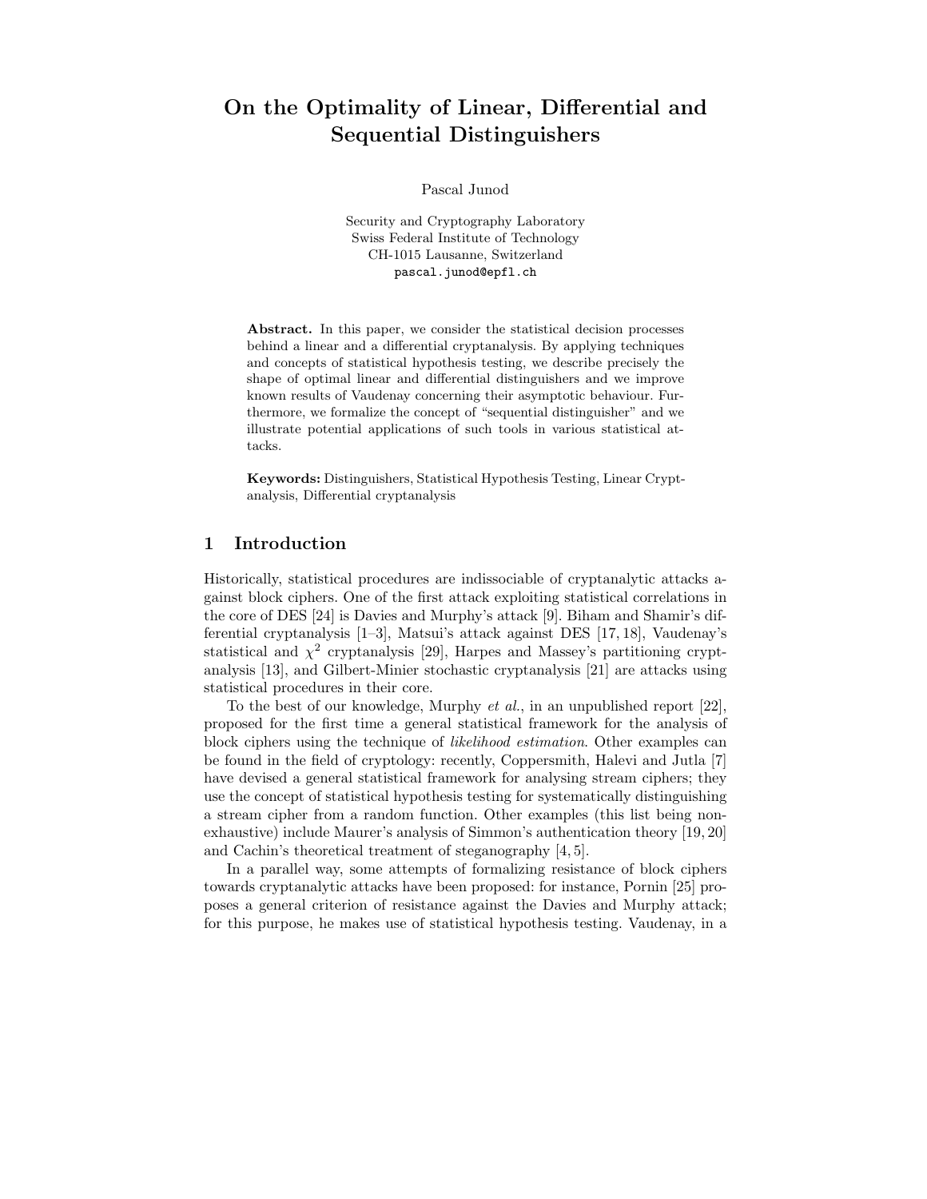# On the Optimality of Linear, Differential and Sequential Distinguishers

Pascal Junod

Security and Cryptography Laboratory
Swiss Federal Institute of Technology
CH-1015 Lausanne, Switzerland
pascal.junod@epfl.ch

**Abstract.** In this paper, we consider the statistical decision processes behind a linear and a differential cryptanalysis. By applying techniques and concepts of statistical hypothesis testing, we describe precisely the shape of optimal linear and differential distinguishers and we improve known results of Vaudenay concerning their asymptotic behaviour. Furthermore, we formalize the concept of "sequential distinguisher" and we illustrate potential applications of such tools in various statistical attacks.

**Keywords:** Distinguishers, Statistical Hypothesis Testing, Linear Cryptanalysis, Differential cryptanalysis

## 1 Introduction

Historically, statistical procedures are indissociable of cryptanalytic attacks against block ciphers. One of the first attack exploiting statistical correlations in the core of DES [24] is Davies and Murphy's attack [9]. Biham and Shamir's differential cryptanalysis [1–3], Matsui's attack against DES [17, 18], Vaudenay's statistical and $\chi^2$ cryptanalysis [29], Harpes and Massey's partitioning cryptanalysis [13], and Gilbert-Minier stochastic cryptanalysis [21] are attacks using statistical procedures in their core.

To the best of our knowledge, Murphy *et al.*, in an unpublished report [22], proposed for the first time a general statistical framework for the analysis of block ciphers using the technique of *likelihood estimation*. Other examples can be found in the field of cryptology: recently, Coppersmith, Halevi and Jutla [7] have devised a general statistical framework for analysing stream ciphers; they use the concept of statistical hypothesis testing for systematically distinguishing a stream cipher from a random function. Other examples (this list being non-exhaustive) include Maurer's analysis of Simmon's authentication theory [19, 20] and Cachin's theoretical treatment of steganography [4, 5].

In a parallel way, some attempts of formalizing resistance of block ciphers towards cryptanalytic attacks have been proposed: for instance, Pornin [25] proposes a general criterion of resistance against the Davies and Murphy attack; for this purpose, he makes use of statistical hypothesis testing. Vaudenay, in a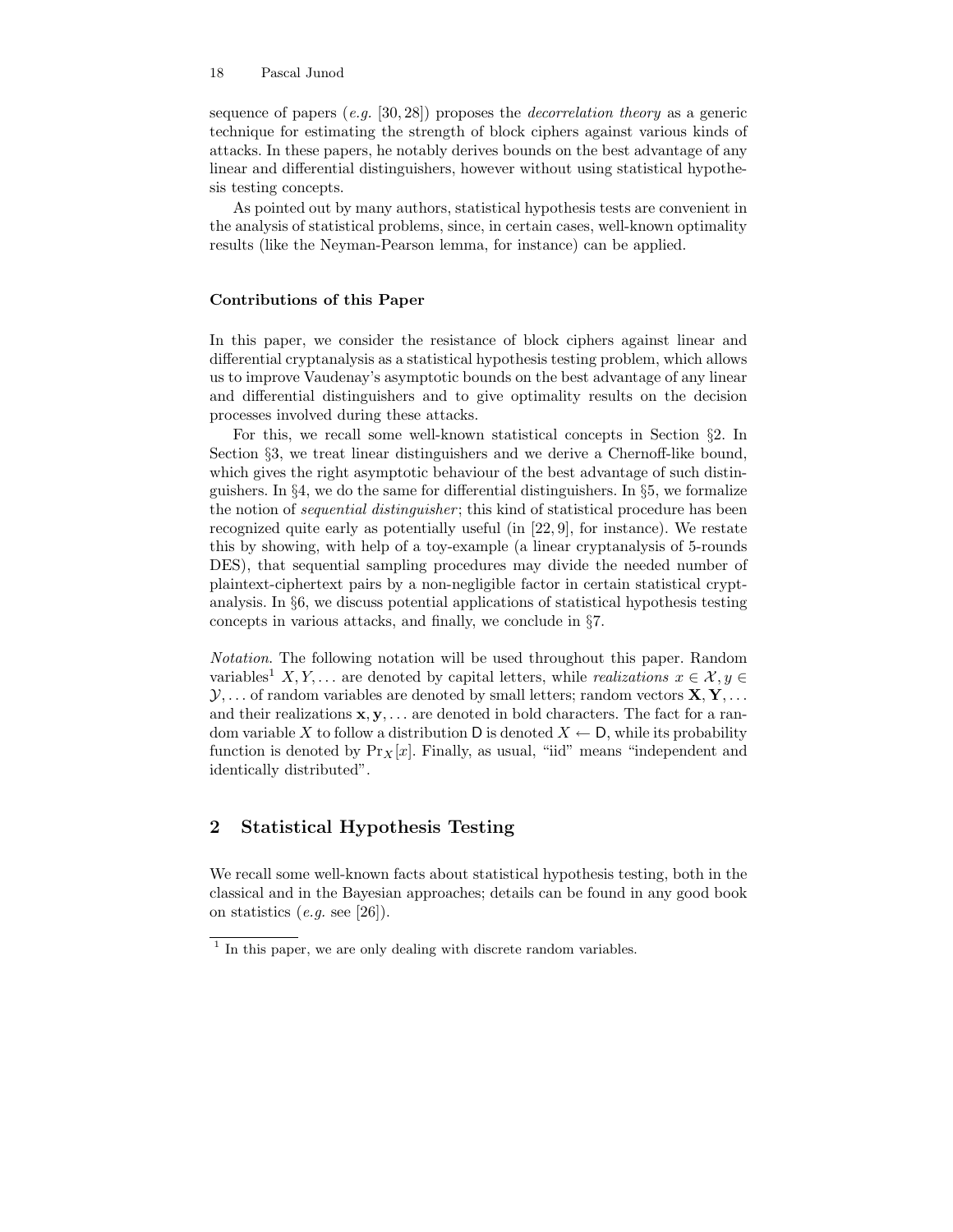sequence of papers (*e.g.* [30, 28]) proposes the *decorrelation theory* as a generic technique for estimating the strength of block ciphers against various kinds of attacks. In these papers, he notably derives bounds on the best advantage of any linear and differential distinguishers, however without using statistical hypothesis testing concepts.

As pointed out by many authors, statistical hypothesis tests are convenient in the analysis of statistical problems, since, in certain cases, well-known optimality results (like the Neyman-Pearson lemma, for instance) can be applied.

### Contributions of this Paper

In this paper, we consider the resistance of block ciphers against linear and differential cryptanalysis as a statistical hypothesis testing problem, which allows us to improve Vaudenay's asymptotic bounds on the best advantage of any linear and differential distinguishers and to give optimality results on the decision processes involved during these attacks.

For this, we recall some well-known statistical concepts in Section §2. In Section §3, we treat linear distinguishers and we derive a Chernoff-like bound, which gives the right asymptotic behaviour of the best advantage of such distinguishers. In §4, we do the same for differential distinguishers. In §5, we formalize the notion of *sequential distinguisher*; this kind of statistical procedure has been recognized quite early as potentially useful (in [22, 9], for instance). We restate this by showing, with help of a toy-example (a linear cryptanalysis of 5-rounds DES), that sequential sampling procedures may divide the needed number of plaintext-ciphertext pairs by a non-negligible factor in certain statistical cryptanalysis. In §6, we discuss potential applications of statistical hypothesis testing concepts in various attacks, and finally, we conclude in §7.

*Notation.* The following notation will be used throughout this paper. Random variables[1] $X, Y, \ldots$ are denoted by capital letters, while *realizations* $x \in \mathcal{X}, y \in \mathcal{Y}, \ldots$ of random variables are denoted by small letters; random vectors $\mathbf{X}, \mathbf{Y}, \ldots$ and their realizations $\mathbf{x}, \mathbf{y}, \ldots$ are denoted in bold characters. The fact for a random variable $X$ to follow a distribution $\mathsf{D}$ is denoted $X \leftarrow \mathsf{D}$, while its probability function is denoted by $\Pr_X[x]$. Finally, as usual, "iid" means "independent and identically distributed".

## 2 Statistical Hypothesis Testing

We recall some well-known facts about statistical hypothesis testing, both in the classical and in the Bayesian approaches; details can be found in any good book on statistics (*e.g.* see [26]).

[1] In this paper, we are only dealing with discrete random variables.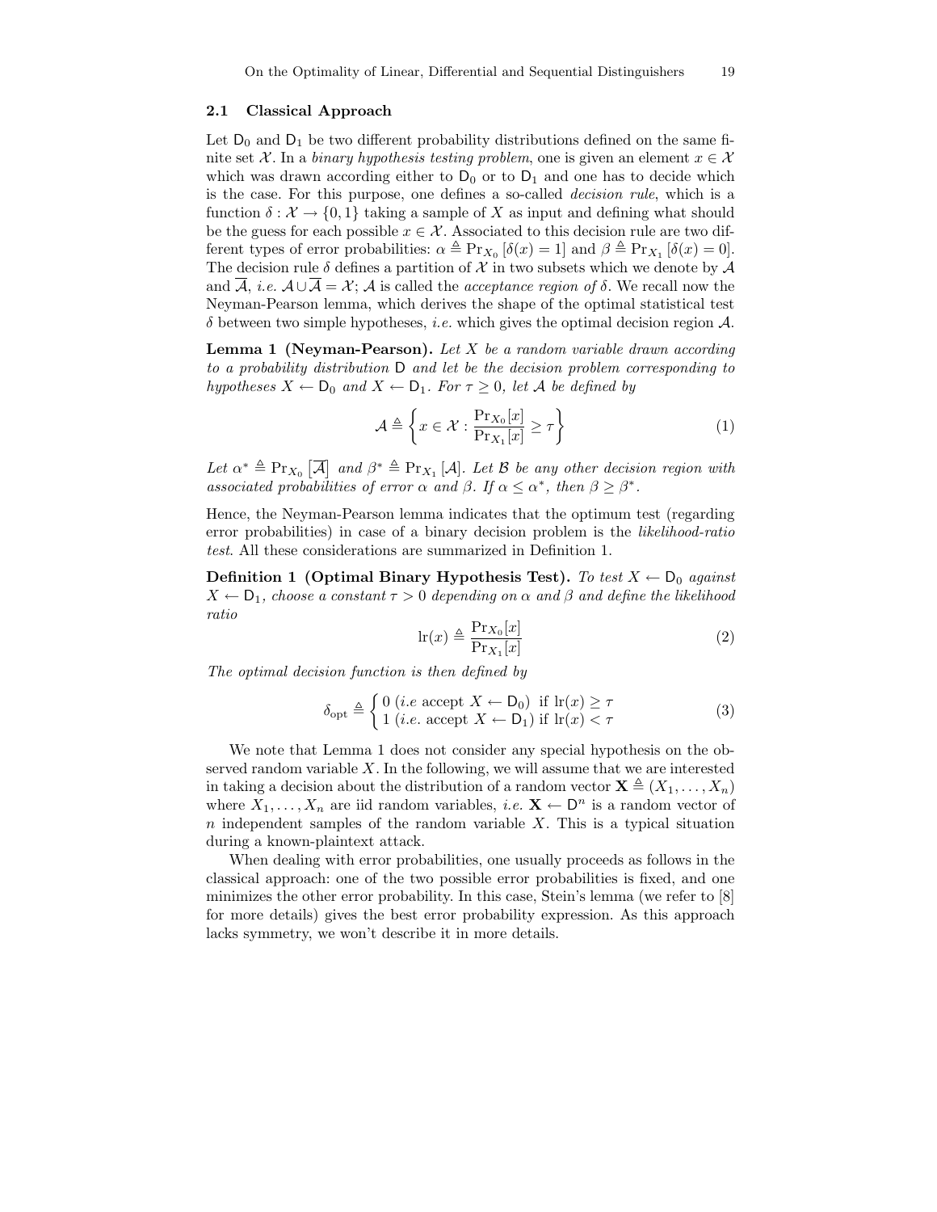### 2.1 Classical Approach

Let $\mathsf{D}_0$ and $\mathsf{D}_1$ be two different probability distributions defined on the same finite set $\mathcal{X}$. In a *binary hypothesis testing problem*, one is given an element $x \in \mathcal{X}$ which was drawn according either to $\mathsf{D}_0$ or to $\mathsf{D}_1$ and one has to decide which is the case. For this purpose, one defines a so-called *decision rule*, which is a function $\delta : \mathcal{X} \to \{0, 1\}$ taking a sample of $X$ as input and defining what should be the guess for each possible $x \in \mathcal{X}$. Associated to this decision rule are two different types of error probabilities: $\alpha \triangleq \Pr_{X_0}[\delta(x) = 1]$ and $\beta \triangleq \Pr_{X_1}[\delta(x) = 0]$. The decision rule $\delta$ defines a partition of $\mathcal{X}$ in two subsets which we denote by $\mathcal{A}$ and $\overline{\mathcal{A}}$, *i.e.* $\mathcal{A} \cup \overline{\mathcal{A}} = \mathcal{X}$; $\mathcal{A}$ is called the *acceptance region of* $\delta$. We recall now the Neyman-Pearson lemma, which derives the shape of the optimal statistical test $\delta$ between two simple hypotheses, *i.e.* which gives the optimal decision region $\mathcal{A}$.

**Lemma 1 (Neyman-Pearson).** *Let $X$ be a random variable drawn according to a probability distribution $\mathsf{D}$ and let be the decision problem corresponding to hypotheses $X \leftarrow \mathsf{D}_0$ and $X \leftarrow \mathsf{D}_1$. For $\tau \geq 0$, let $\mathcal{A}$ be defined by*

$$\mathcal{A} \triangleq \left\{ x \in \mathcal{X} : \frac{\Pr_{X_0}[x]}{\Pr_{X_1}[x]} \geq \tau \right\} \tag{1}$$

*Let $\alpha^* \triangleq \Pr_{X_0}\left[\overline{\mathcal{A}}\right]$ and $\beta^* \triangleq \Pr_{X_1}[\mathcal{A}]$. Let $\mathcal{B}$ be any other decision region with associated probabilities of error $\alpha$ and $\beta$. If $\alpha \leq \alpha^*$, then $\beta \geq \beta^*$.*

Hence, the Neyman-Pearson lemma indicates that the optimum test (regarding error probabilities) in case of a binary decision problem is the *likelihood-ratio test*. All these considerations are summarized in Definition 1.

**Definition 1 (Optimal Binary Hypothesis Test).** *To test $X \leftarrow \mathsf{D}_0$ against $X \leftarrow \mathsf{D}_1$, choose a constant $\tau > 0$ depending on $\alpha$ and $\beta$ and define the likelihood ratio*

$$\mathrm{lr}(x) \triangleq \frac{\Pr_{X_0}[x]}{\Pr_{X_1}[x]} \tag{2}$$

*The optimal decision function is then defined by*

$$\delta_{\mathrm{opt}} \triangleq \begin{cases} 0 \ (\textit{i.e} \text{ accept } X \leftarrow \mathsf{D}_0) & \text{if } \mathrm{lr}(x) \geq \tau \\ 1 \ (\textit{i.e.} \text{ accept } X \leftarrow \mathsf{D}_1) & \text{if } \mathrm{lr}(x) < \tau \end{cases} \tag{3}$$

We note that Lemma 1 does not consider any special hypothesis on the observed random variable $X$. In the following, we will assume that we are interested in taking a decision about the distribution of a random vector $\mathbf{X} \triangleq (X_1, \ldots, X_n)$ where $X_1, \ldots, X_n$ are iid random variables, *i.e.* $\mathbf{X} \leftarrow \mathsf{D}^n$ is a random vector of $n$ independent samples of the random variable $X$. This is a typical situation during a known-plaintext attack.

When dealing with error probabilities, one usually proceeds as follows in the classical approach: one of the two possible error probabilities is fixed, and one minimizes the other error probability. In this case, Stein's lemma (we refer to [8] for more details) gives the best error probability expression. As this approach lacks symmetry, we won't describe it in more details.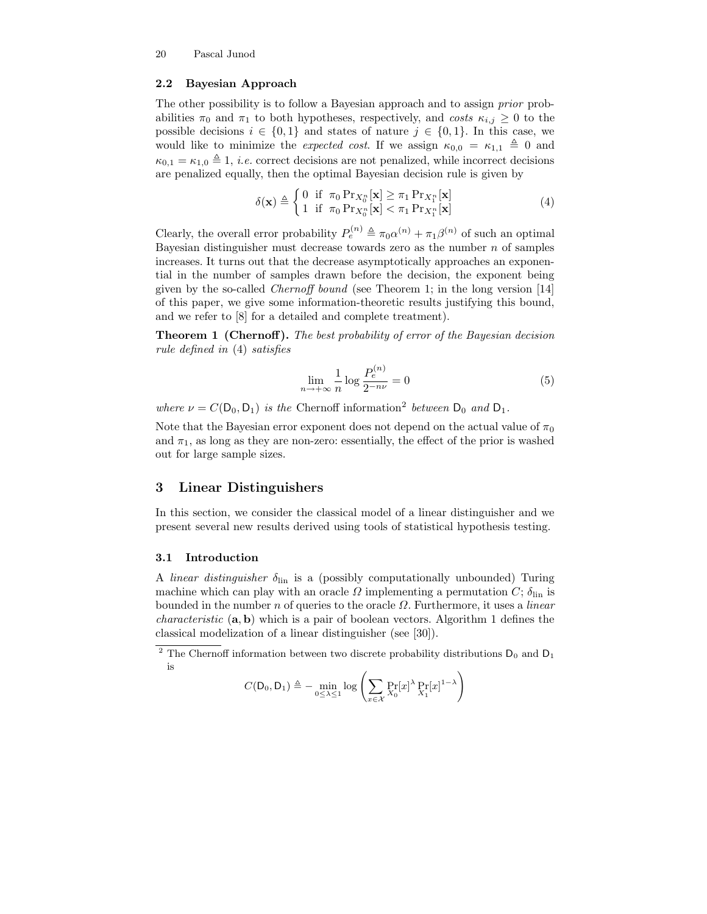### 2.2 Bayesian Approach

The other possibility is to follow a Bayesian approach and to assign *prior* probabilities $\pi_0$ and $\pi_1$ to both hypotheses, respectively, and *costs* $\kappa_{i,j} \geq 0$ to the possible decisions $i \in \{0,1\}$ and states of nature $j \in \{0,1\}$. In this case, we would like to minimize the *expected cost*. If we assign $\kappa_{0,0} = \kappa_{1,1} \triangleq 0$ and $\kappa_{0,1} = \kappa_{1,0} \triangleq 1$, *i.e.* correct decisions are not penalized, while incorrect decisions are penalized equally, then the optimal Bayesian decision rule is given by

$$\delta(\mathbf{x}) \triangleq \begin{cases} 0 & \text{if } \pi_0 \Pr_{X_0^n}[\mathbf{x}] \geq \pi_1 \Pr_{X_1^n}[\mathbf{x}] \\ 1 & \text{if } \pi_0 \Pr_{X_0^n}[\mathbf{x}] < \pi_1 \Pr_{X_1^n}[\mathbf{x}] \end{cases} \tag{4}$$

Clearly, the overall error probability $P_e^{(n)} \triangleq \pi_0 \alpha^{(n)} + \pi_1 \beta^{(n)}$ of such an optimal Bayesian distinguisher must decrease towards zero as the number $n$ of samples increases. It turns out that the decrease asymptotically approaches an exponential in the number of samples drawn before the decision, the exponent being given by the so-called *Chernoff bound* (see Theorem 1; in the long version [14] of this paper, we give some information-theoretic results justifying this bound, and we refer to [8] for a detailed and complete treatment).

**Theorem 1 (Chernoff).** *The best probability of error of the Bayesian decision rule defined in* (4) *satisfies*

$$\lim_{n \to +\infty} \frac{1}{n} \log \frac{P_e^{(n)}}{2^{-n\nu}} = 0 \tag{5}$$

*where* $\nu = C(\mathsf{D}_0, \mathsf{D}_1)$ *is the* Chernoff information[2] *between* $\mathsf{D}_0$ *and* $\mathsf{D}_1$.

Note that the Bayesian error exponent does not depend on the actual value of $\pi_0$ and $\pi_1$, as long as they are non-zero: essentially, the effect of the prior is washed out for large sample sizes.

## 3 Linear Distinguishers

In this section, we consider the classical model of a linear distinguisher and we present several new results derived using tools of statistical hypothesis testing.

### 3.1 Introduction

A *linear distinguisher* $\delta_{\text{lin}}$ is a (possibly computationally unbounded) Turing machine which can play with an oracle $\Omega$ implementing a permutation $C$; $\delta_{\text{lin}}$ is bounded in the number $n$ of queries to the oracle $\Omega$. Furthermore, it uses a *linear characteristic* $(\mathbf{a}, \mathbf{b})$ which is a pair of boolean vectors. Algorithm 1 defines the classical modelization of a linear distinguisher (see [30]).

[2] The Chernoff information between two discrete probability distributions $\mathsf{D}_0$ and $\mathsf{D}_1$ is

$$C(\mathsf{D}_0, \mathsf{D}_1) \triangleq - \min_{0 \leq \lambda \leq 1} \log \left( \sum_{x \in \mathcal{X}} \Pr_{X_0}[x]^\lambda \Pr_{X_1}[x]^{1-\lambda} \right)$$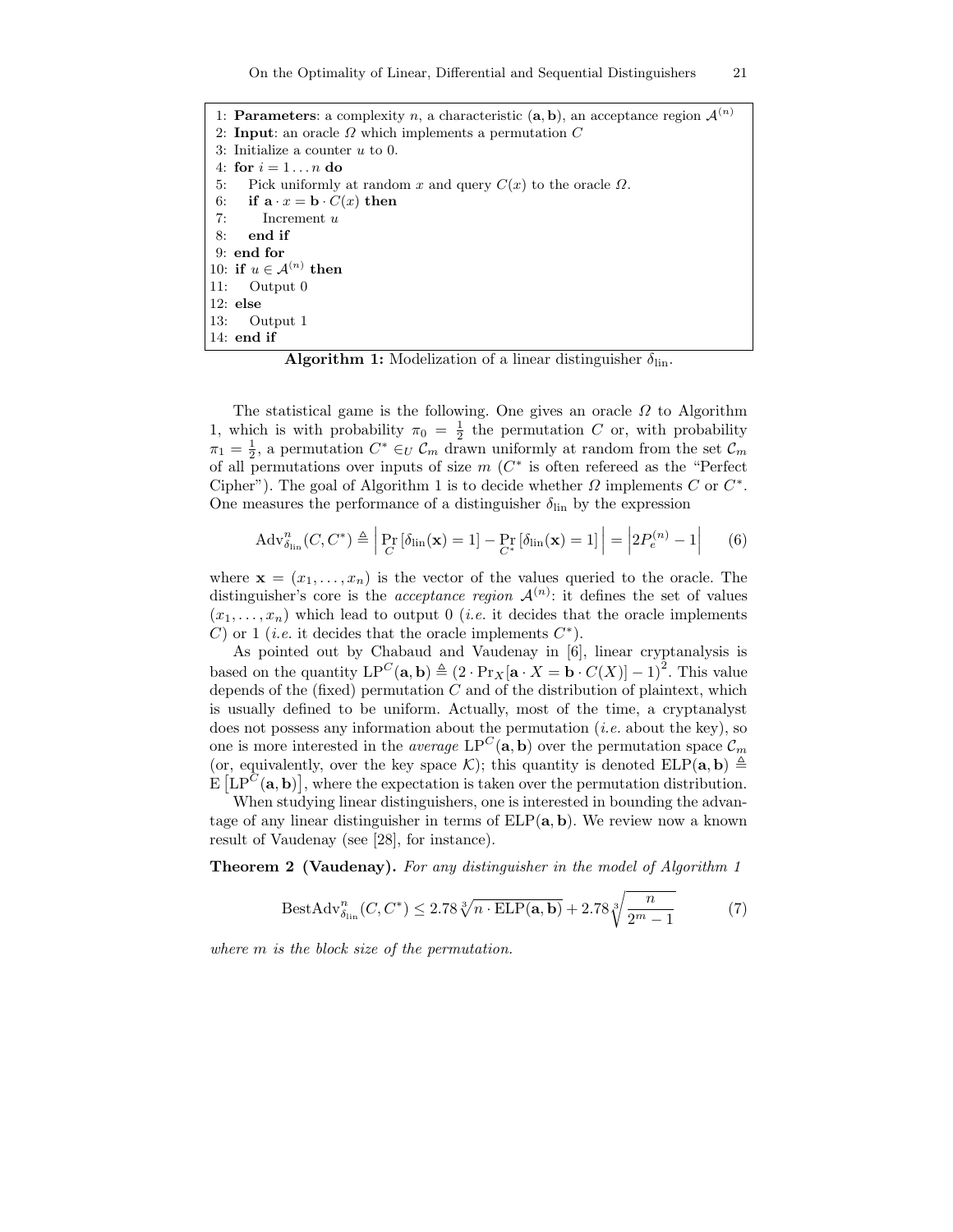```
1: Parameters: a complexity n, a characteristic (a, b), an acceptance region A^(n)
2: Input: an oracle Ω which implements a permutation C
3: Initialize a counter u to 0.
4: for i = 1 ... n do
5:    Pick uniformly at random x and query C(x) to the oracle Ω.
6:    if a · x = b · C(x) then
7:       Increment u
8:    end if
9: end for
10: if u ∈ A^(n) then
11:    Output 0
12: else
13:    Output 1
14: end if
```

**Algorithm 1:** Modelization of a linear distinguisher $\delta_{\text{lin}}$.

The statistical game is the following. One gives an oracle $\Omega$ to Algorithm 1, which is with probability $\pi_0 = \frac{1}{2}$ the permutation $C$ or, with probability $\pi_1 = \frac{1}{2}$, a permutation $C^* \in_U \mathcal{C}_m$ drawn uniformly at random from the set $\mathcal{C}_m$ of all permutations over inputs of size $m$ ($C^*$ is often refereed as the "Perfect Cipher"). The goal of Algorithm 1 is to decide whether $\Omega$ implements $C$ or $C^*$. One measures the performance of a distinguisher $\delta_{\text{lin}}$ by the expression

$$\text{Adv}^n_{\delta_{\text{lin}}}(C, C^*) \triangleq \left| \Pr_C[\delta_{\text{lin}}(\mathbf{x}) = 1] - \Pr_{C^*}[\delta_{\text{lin}}(\mathbf{x}) = 1] \right| = \left| 2P_e^{(n)} - 1 \right| \qquad (6)$$

where $\mathbf{x} = (x_1, \ldots, x_n)$ is the vector of the values queried to the oracle. The distinguisher's core is the *acceptance region* $\mathcal{A}^{(n)}$: it defines the set of values $(x_1, \ldots, x_n)$ which lead to output 0 (*i.e.* it decides that the oracle implements $C$) or 1 (*i.e.* it decides that the oracle implements $C^*$).

As pointed out by Chabaud and Vaudenay in [6], linear cryptanalysis is based on the quantity $\text{LP}^C(\mathbf{a}, \mathbf{b}) \triangleq (2 \cdot \Pr_X[\mathbf{a} \cdot X = \mathbf{b} \cdot C(X)] - 1)^2$. This value depends of the (fixed) permutation $C$ and of the distribution of plaintext, which is usually defined to be uniform. Actually, most of the time, a cryptanalyst does not possess any information about the permutation (*i.e.* about the key), so one is more interested in the *average* $\text{LP}^C(\mathbf{a}, \mathbf{b})$ over the permutation space $\mathcal{C}_m$ (or, equivalently, over the key space $\mathcal{K}$); this quantity is denoted $\text{ELP}(\mathbf{a}, \mathbf{b}) \triangleq \text{E}\left[\text{LP}^C(\mathbf{a}, \mathbf{b})\right]$, where the expectation is taken over the permutation distribution.

When studying linear distinguishers, one is interested in bounding the advantage of any linear distinguisher in terms of $\text{ELP}(\mathbf{a}, \mathbf{b})$. We review now a known result of Vaudenay (see [28], for instance).

**Theorem 2 (Vaudenay).** *For any distinguisher in the model of Algorithm 1*

$$\text{BestAdv}^n_{\delta_{\text{lin}}}(C, C^*) \leq 2.78 \sqrt[3]{n \cdot \text{ELP}(\mathbf{a}, \mathbf{b})} + 2.78 \sqrt[3]{\frac{n}{2^m - 1}} \qquad (7)$$

*where $m$ is the block size of the permutation.*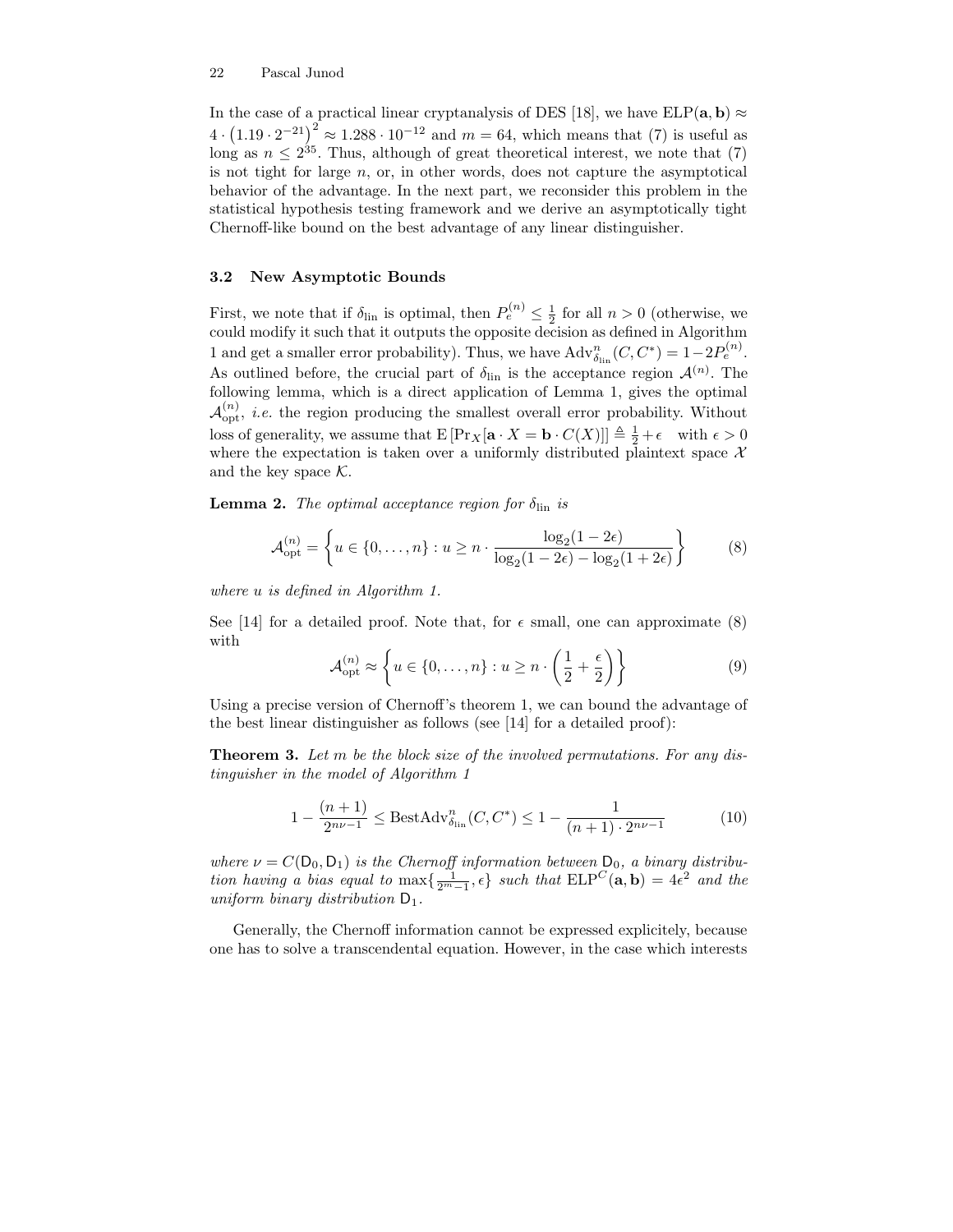In the case of a practical linear cryptanalysis of DES [18], we have $\mathrm{ELP}(\mathbf{a}, \mathbf{b}) \approx 4 \cdot \left(1.19 \cdot 2^{-21}\right)^2 \approx 1.288 \cdot 10^{-12}$ and $m = 64$, which means that (7) is useful as long as $n \leq 2^{35}$. Thus, although of great theoretical interest, we note that (7) is not tight for large $n$, or, in other words, does not capture the asymptotical behavior of the advantage. In the next part, we reconsider this problem in the statistical hypothesis testing framework and we derive an asymptotically tight Chernoff-like bound on the best advantage of any linear distinguisher.

### 3.2 New Asymptotic Bounds

First, we note that if $\delta_{\mathrm{lin}}$ is optimal, then $P_e^{(n)} \leq \frac{1}{2}$ for all $n > 0$ (otherwise, we could modify it such that it outputs the opposite decision as defined in Algorithm 1 and get a smaller error probability). Thus, we have $\mathrm{Adv}^n_{\delta_{\mathrm{lin}}}(C, C^*) = 1 - 2P_e^{(n)}$. As outlined before, the crucial part of $\delta_{\mathrm{lin}}$ is the acceptance region $\mathcal{A}^{(n)}$. The following lemma, which is a direct application of Lemma 1, gives the optimal $\mathcal{A}^{(n)}_{\mathrm{opt}}$, *i.e.* the region producing the smallest overall error probability. Without loss of generality, we assume that $\mathrm{E}\left[\Pr_X[\mathbf{a} \cdot X = \mathbf{b} \cdot C(X)]\right] \triangleq \frac{1}{2} + \epsilon \quad \text{with } \epsilon > 0$ where the expectation is taken over a uniformly distributed plaintext space $\mathcal{X}$ and the key space $\mathcal{K}$.

**Lemma 2.** *The optimal acceptance region for $\delta_{\mathrm{lin}}$ is*

$$\mathcal{A}^{(n)}_{\mathrm{opt}} = \left\{ u \in \{0, \ldots, n\} : u \geq n \cdot \frac{\log_2(1 - 2\epsilon)}{\log_2(1 - 2\epsilon) - \log_2(1 + 2\epsilon)} \right\} \tag{8}$$

*where $u$ is defined in Algorithm 1.*

See [14] for a detailed proof. Note that, for $\epsilon$ small, one can approximate (8) with

$$\mathcal{A}^{(n)}_{\mathrm{opt}} \approx \left\{ u \in \{0, \ldots, n\} : u \geq n \cdot \left(\frac{1}{2} + \frac{\epsilon}{2}\right) \right\} \tag{9}$$

Using a precise version of Chernoff's theorem 1, we can bound the advantage of the best linear distinguisher as follows (see [14] for a detailed proof):

**Theorem 3.** *Let $m$ be the block size of the involved permutations. For any distinguisher in the model of Algorithm 1*

$$1 - \frac{(n+1)}{2^{n\nu - 1}} \leq \mathrm{BestAdv}^n_{\delta_{\mathrm{lin}}}(C, C^*) \leq 1 - \frac{1}{(n+1) \cdot 2^{n\nu - 1}} \tag{10}$$

*where $\nu = C(\mathsf{D}_0, \mathsf{D}_1)$ is the Chernoff information between $\mathsf{D}_0$, a binary distribution having a bias equal to $\max\{\frac{1}{2^m - 1}, \epsilon\}$ such that $\mathrm{ELP}^C(\mathbf{a}, \mathbf{b}) = 4\epsilon^2$ and the uniform binary distribution $\mathsf{D}_1$.*

Generally, the Chernoff information cannot be expressed explicitely, because one has to solve a transcendental equation. However, in the case which interests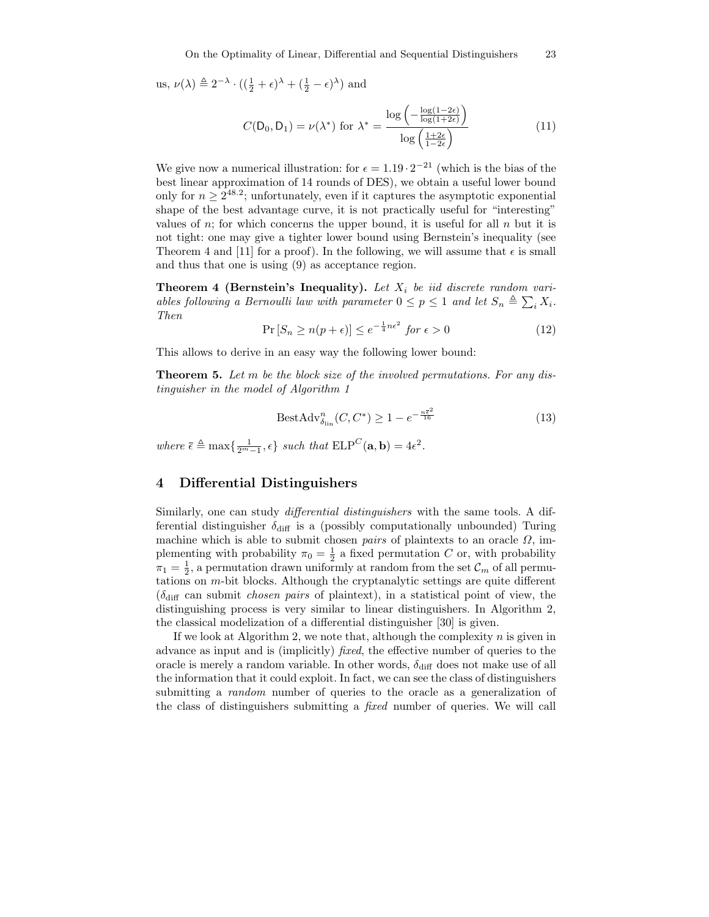us, $\nu(\lambda) \triangleq 2^{-\lambda} \cdot ((\frac{1}{2}+\epsilon)^{\lambda} + (\frac{1}{2}-\epsilon)^{\lambda})$ and

$$C(\mathsf{D}_0, \mathsf{D}_1) = \nu(\lambda^*) \text{ for } \lambda^* = \frac{\log\left(-\frac{\log(1-2\epsilon)}{\log(1+2\epsilon)}\right)}{\log\left(\frac{1+2\epsilon}{1-2\epsilon}\right)} \tag{11}$$

We give now a numerical illustration: for $\epsilon = 1.19 \cdot 2^{-21}$ (which is the bias of the best linear approximation of 14 rounds of DES), we obtain a useful lower bound only for $n \geq 2^{48.2}$; unfortunately, even if it captures the asymptotic exponential shape of the best advantage curve, it is not practically useful for "interesting" values of $n$; for which concerns the upper bound, it is useful for all $n$ but it is not tight: one may give a tighter lower bound using Bernstein's inequality (see Theorem 4 and [11] for a proof). In the following, we will assume that $\epsilon$ is small and thus that one is using (9) as acceptance region.

**Theorem 4 (Bernstein's Inequality).** *Let $X_i$ be iid discrete random variables following a Bernoulli law with parameter $0 \leq p \leq 1$ and let $S_n \triangleq \sum_i X_i$. Then*

$$\Pr\left[S_n \geq n(p+\epsilon)\right] \leq e^{-\frac{1}{4}n\epsilon^2} \text{ for } \epsilon > 0 \tag{12}$$

This allows to derive in an easy way the following lower bound:

**Theorem 5.** *Let $m$ be the block size of the involved permutations. For any distinguisher in the model of Algorithm 1*

$$\mathrm{BestAdv}^n_{\delta_{\mathrm{lin}}}(C, C^*) \geq 1 - e^{-\frac{n\bar{\epsilon}^2}{16}} \tag{13}$$

*where $\bar{\epsilon} \triangleq \max\{\frac{1}{2^m-1}, \epsilon\}$ such that $\mathrm{ELP}^C(\mathbf{a}, \mathbf{b}) = 4\epsilon^2$.*

## 4 Differential Distinguishers

Similarly, one can study *differential distinguishers* with the same tools. A differential distinguisher $\delta_{\mathrm{diff}}$ is a (possibly computationally unbounded) Turing machine which is able to submit chosen *pairs* of plaintexts to an oracle $\Omega$, implementing with probability $\pi_0 = \frac{1}{2}$ a fixed permutation $C$ or, with probability $\pi_1 = \frac{1}{2}$, a permutation drawn uniformly at random from the set $\mathcal{C}_m$ of all permutations on $m$-bit blocks. Although the cryptanalytic settings are quite different ($\delta_{\mathrm{diff}}$ can submit *chosen pairs* of plaintext), in a statistical point of view, the distinguishing process is very similar to linear distinguishers. In Algorithm 2, the classical modelization of a differential distinguisher [30] is given.

If we look at Algorithm 2, we note that, although the complexity $n$ is given in advance as input and is (implicitly) *fixed*, the effective number of queries to the oracle is merely a random variable. In other words, $\delta_{\mathrm{diff}}$ does not make use of all the information that it could exploit. In fact, we can see the class of distinguishers submitting a *random* number of queries to the oracle as a generalization of the class of distinguishers submitting a *fixed* number of queries. We will call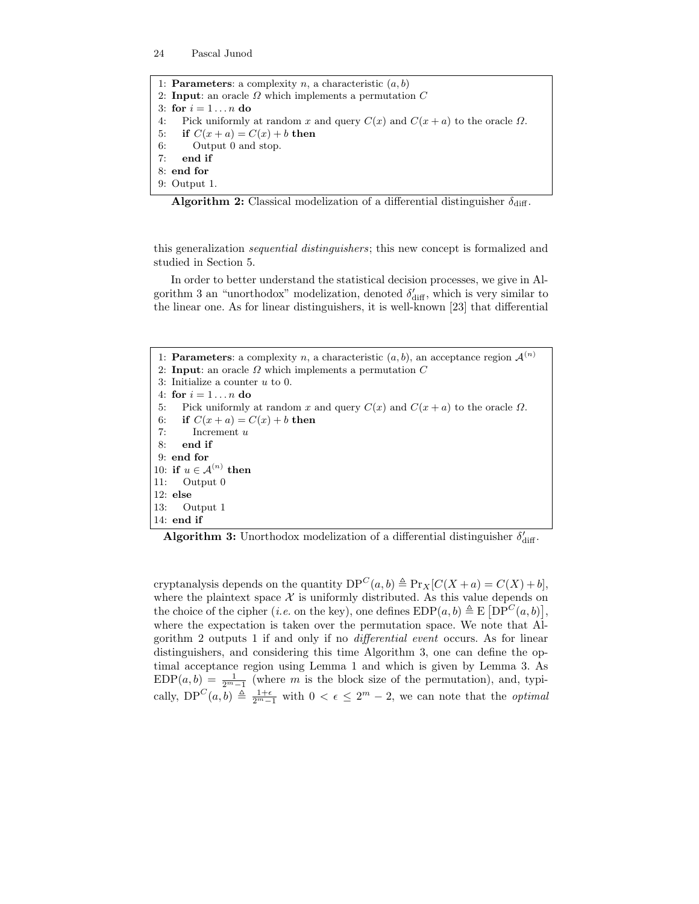```
1: Parameters: a complexity n, a characteristic (a, b)
2: Input: an oracle Ω which implements a permutation C
3: for i = 1 ... n do
4:    Pick uniformly at random x and query C(x) and C(x + a) to the oracle Ω.
5:    if C(x + a) = C(x) + b then
6:       Output 0 and stop.
7:    end if
8: end for
9: Output 1.
```

**Algorithm 2:** Classical modelization of a differential distinguisher $\delta_{\text{diff}}$.

this generalization *sequential distinguishers*; this new concept is formalized and studied in Section 5.

In order to better understand the statistical decision processes, we give in Algorithm 3 an "unorthodox" modelization, denoted $\delta'_{\text{diff}}$, which is very similar to the linear one. As for linear distinguishers, it is well-known [23] that differential

```
 1: Parameters: a complexity n, a characteristic (a, b), an acceptance region A^(n)
 2: Input: an oracle Ω which implements a permutation C
 3: Initialize a counter u to 0.
 4: for i = 1 ... n do
 5:    Pick uniformly at random x and query C(x) and C(x + a) to the oracle Ω.
 6:    if C(x + a) = C(x) + b then
 7:       Increment u
 8:    end if
 9: end for
10: if u ∈ A^(n) then
11:    Output 0
12: else
13:    Output 1
14: end if
```

**Algorithm 3:** Unorthodox modelization of a differential distinguisher $\delta'_{\text{diff}}$.

cryptanalysis depends on the quantity $\text{DP}^C(a,b) \triangleq \Pr_X[C(X+a) = C(X)+b]$, where the plaintext space $\mathcal{X}$ is uniformly distributed. As this value depends on the choice of the cipher (*i.e.* on the key), one defines $\text{EDP}(a,b) \triangleq \text{E}\left[\text{DP}^C(a,b)\right]$, where the expectation is taken over the permutation space. We note that Algorithm 2 outputs 1 if and only if no *differential event* occurs. As for linear distinguishers, and considering this time Algorithm 3, one can define the optimal acceptance region using Lemma 1 and which is given by Lemma 3. As $\text{EDP}(a,b) = \frac{1}{2^m-1}$ (where $m$ is the block size of the permutation), and, typically, $\text{DP}^C(a,b) \triangleq \frac{1+\epsilon}{2^m-1}$ with $0 < \epsilon \leq 2^m - 2$, we can note that the *optimal*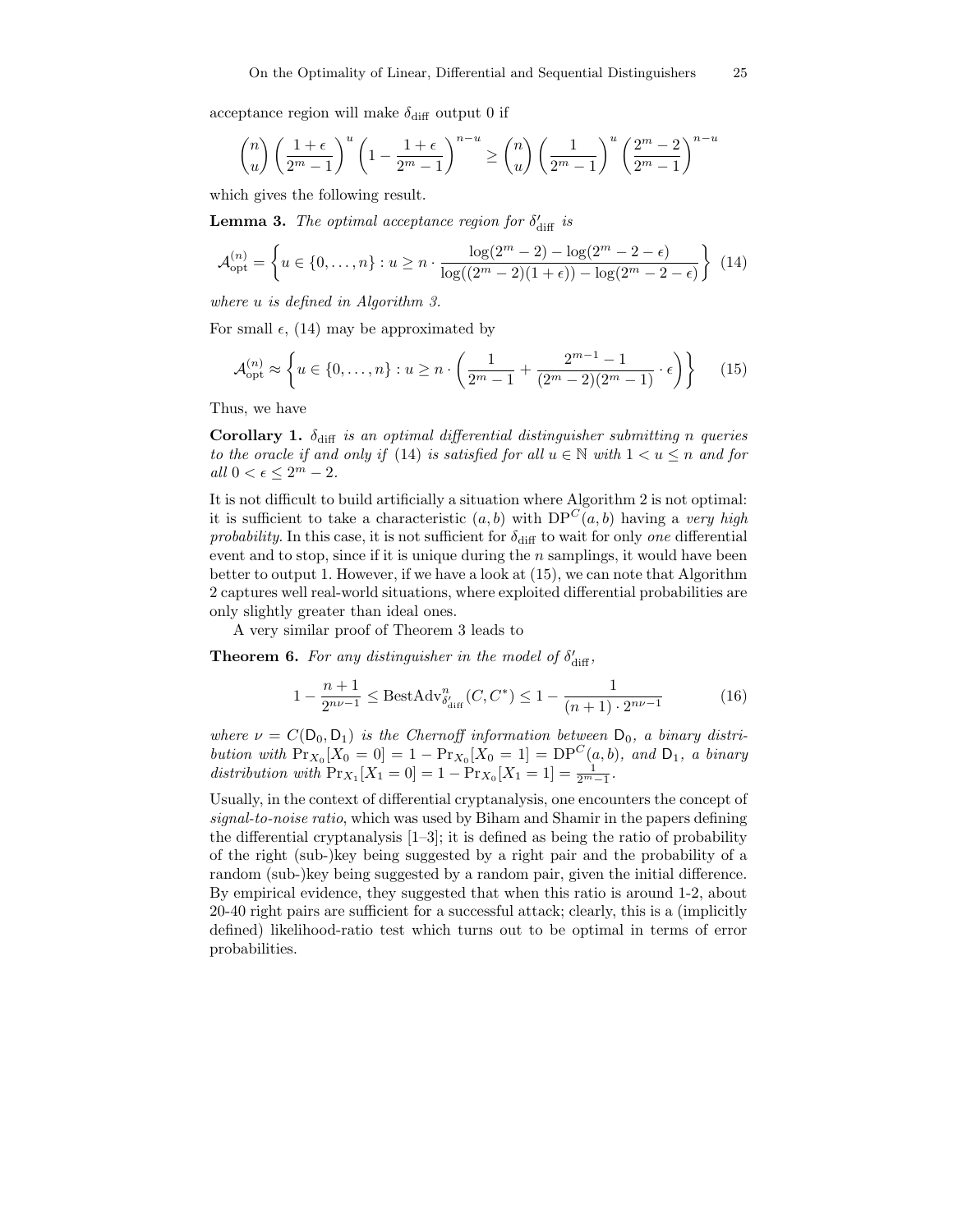acceptance region will make $\delta_{\text{diff}}$ output 0 if

$$\binom{n}{u}\left(\frac{1+\epsilon}{2^m-1}\right)^u\left(1-\frac{1+\epsilon}{2^m-1}\right)^{n-u} \geq \binom{n}{u}\left(\frac{1}{2^m-1}\right)^u\left(\frac{2^m-2}{2^m-1}\right)^{n-u}$$

which gives the following result.

**Lemma 3.** *The optimal acceptance region for $\delta'_{\text{diff}}$ is*

$$\mathcal{A}_{\text{opt}}^{(n)} = \left\{u \in \{0,\ldots,n\} : u \geq n \cdot \frac{\log(2^m-2) - \log(2^m-2-\epsilon)}{\log((2^m-2)(1+\epsilon)) - \log(2^m-2-\epsilon)}\right\} \quad (14)$$

*where $u$ is defined in Algorithm 3.*

For small $\epsilon$, (14) may be approximated by

$$\mathcal{A}_{\text{opt}}^{(n)} \approx \left\{u \in \{0,\ldots,n\} : u \geq n \cdot \left(\frac{1}{2^m-1} + \frac{2^{m-1}-1}{(2^m-2)(2^m-1)} \cdot \epsilon\right)\right\} \quad (15)$$

Thus, we have

**Corollary 1.** *$\delta_{\text{diff}}$ is an optimal differential distinguisher submitting $n$ queries to the oracle if and only if (14) is satisfied for all $u \in \mathbb{N}$ with $1 < u \leq n$ and for all $0 < \epsilon \leq 2^m - 2$.*

It is not difficult to build artificially a situation where Algorithm 2 is not optimal: it is sufficient to take a characteristic $(a, b)$ with $\text{DP}^C(a, b)$ having a *very high probability*. In this case, it is not sufficient for $\delta_{\text{diff}}$ to wait for only *one* differential event and to stop, since if it is unique during the $n$ samplings, it would have been better to output 1. However, if we have a look at (15), we can note that Algorithm 2 captures well real-world situations, where exploited differential probabilities are only slightly greater than ideal ones.

A very similar proof of Theorem 3 leads to

**Theorem 6.** *For any distinguisher in the model of $\delta'_{\text{diff}}$,*

$$1 - \frac{n+1}{2^{n\nu-1}} \leq \text{BestAdv}^n_{\delta'_{\text{diff}}}(C, C^*) \leq 1 - \frac{1}{(n+1)\cdot 2^{n\nu-1}} \quad (16)$$

*where $\nu = C(\mathsf{D}_0, \mathsf{D}_1)$ is the Chernoff information between $\mathsf{D}_0$, a binary distribution with $\Pr_{X_0}[X_0 = 0] = 1 - \Pr_{X_0}[X_0 = 1] = \text{DP}^C(a, b)$, and $\mathsf{D}_1$, a binary distribution with $\Pr_{X_1}[X_1 = 0] = 1 - \Pr_{X_0}[X_1 = 1] = \frac{1}{2^m-1}$.*

Usually, in the context of differential cryptanalysis, one encounters the concept of *signal-to-noise ratio*, which was used by Biham and Shamir in the papers defining the differential cryptanalysis [1–3]; it is defined as being the ratio of probability of the right (sub-)key being suggested by a right pair and the probability of a random (sub-)key being suggested by a random pair, given the initial difference. By empirical evidence, they suggested that when this ratio is around 1-2, about 20-40 right pairs are sufficient for a successful attack; clearly, this is a (implicitly defined) likelihood-ratio test which turns out to be optimal in terms of error probabilities.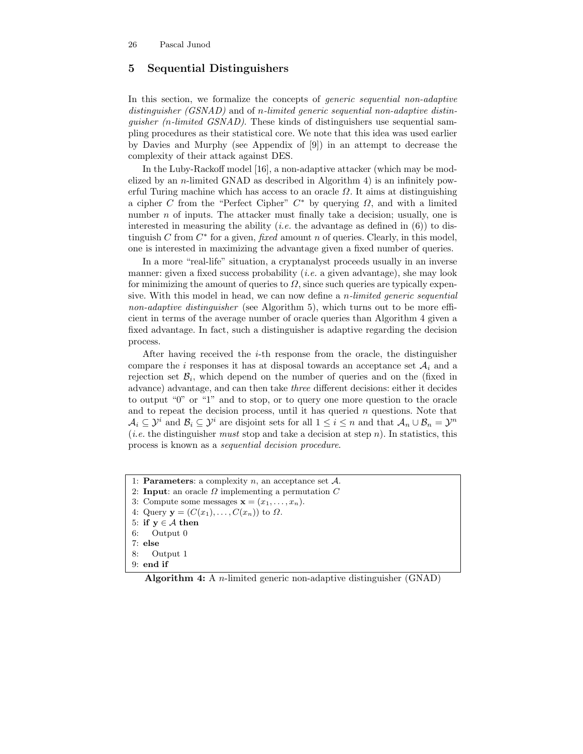## 5 Sequential Distinguishers

In this section, we formalize the concepts of *generic sequential non-adaptive distinguisher (GSNAD)* and of *n-limited generic sequential non-adaptive distinguisher (n-limited GSNAD)*. These kinds of distinguishers use sequential sampling procedures as their statistical core. We note that this idea was used earlier by Davies and Murphy (see Appendix of [9]) in an attempt to decrease the complexity of their attack against DES.

In the Luby-Rackoff model [16], a non-adaptive attacker (which may be modelized by an $n$-limited GNAD as described in Algorithm 4) is an infinitely powerful Turing machine which has access to an oracle $\Omega$. It aims at distinguishing a cipher $C$ from the "Perfect Cipher" $C^*$ by querying $\Omega$, and with a limited number $n$ of inputs. The attacker must finally take a decision; usually, one is interested in measuring the ability (*i.e.* the advantage as defined in (6)) to distinguish $C$ from $C^*$ for a given, *fixed* amount $n$ of queries. Clearly, in this model, one is interested in maximizing the advantage given a fixed number of queries.

In a more "real-life" situation, a cryptanalyst proceeds usually in an inverse manner: given a fixed success probability (*i.e.* a given advantage), she may look for minimizing the amount of queries to $\Omega$, since such queries are typically expensive. With this model in head, we can now define a *n-limited generic sequential non-adaptive distinguisher* (see Algorithm 5), which turns out to be more efficient in terms of the average number of oracle queries than Algorithm 4 given a fixed advantage. In fact, such a distinguisher is adaptive regarding the decision process.

After having received the $i$-th response from the oracle, the distinguisher compare the $i$ responses it has at disposal towards an acceptance set $\mathcal{A}_i$ and a rejection set $\mathcal{B}_i$, which depend on the number of queries and on the (fixed in advance) advantage, and can then take *three* different decisions: either it decides to output "0" or "1" and to stop, or to query one more question to the oracle and to repeat the decision process, until it has queried $n$ questions. Note that $\mathcal{A}_i \subseteq \mathcal{Y}^i$ and $\mathcal{B}_i \subseteq \mathcal{Y}^i$ are disjoint sets for all $1 \leq i \leq n$ and that $\mathcal{A}_n \cup \mathcal{B}_n = \mathcal{Y}^n$ (*i.e.* the distinguisher *must* stop and take a decision at step $n$). In statistics, this process is known as a *sequential decision procedure*.

```
1: Parameters: a complexity n, an acceptance set A.
2: Input: an oracle Ω implementing a permutation C
3: Compute some messages x = (x_1, ..., x_n).
4: Query y = (C(x_1), ..., C(x_n)) to Ω.
5: if y ∈ A then
6:    Output 0
7: else
8:    Output 1
9: end if
```

**Algorithm 4:** A $n$-limited generic non-adaptive distinguisher (GNAD)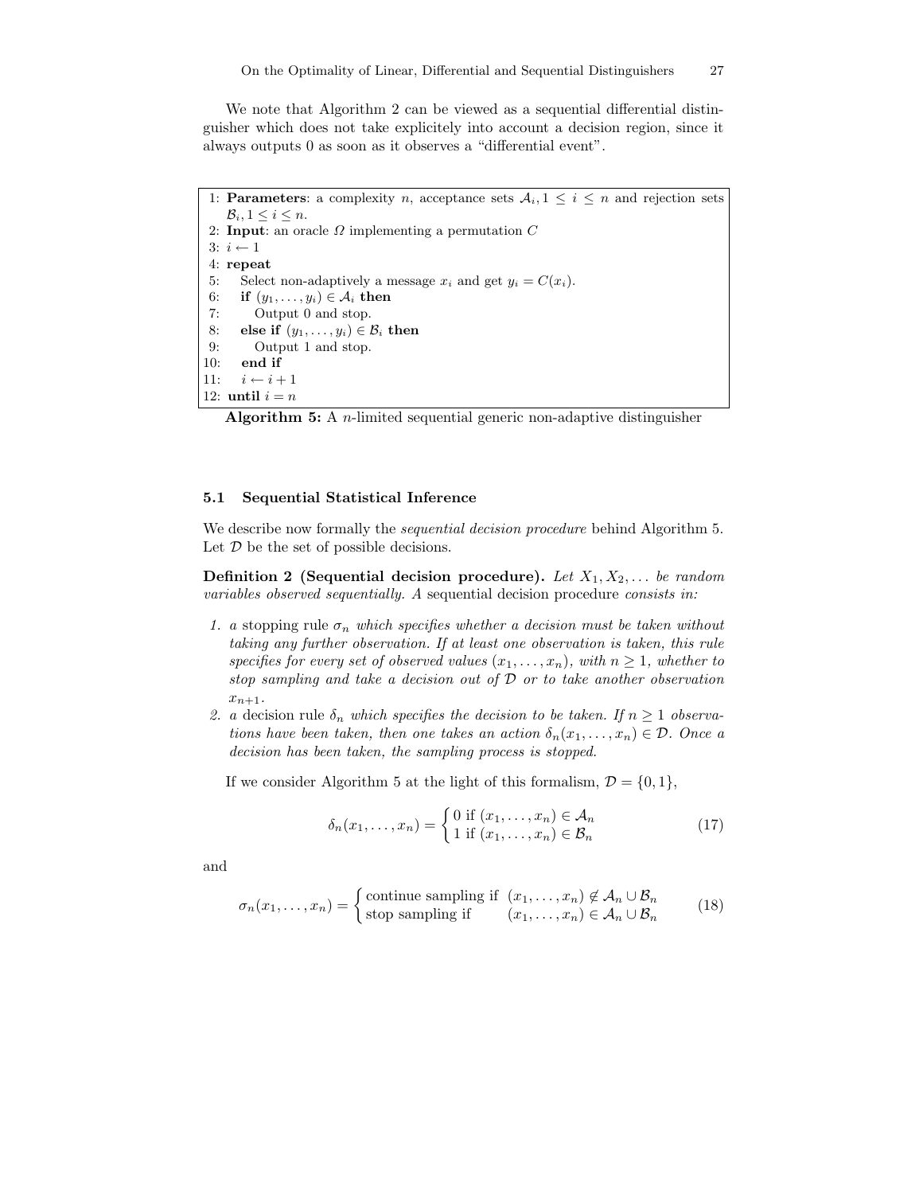We note that Algorithm 2 can be viewed as a sequential differential distinguisher which does not take explicitely into account a decision region, since it always outputs 0 as soon as it observes a "differential event".

```
 1: Parameters: a complexity n, acceptance sets A_i, 1 ≤ i ≤ n and rejection sets
    B_i, 1 ≤ i ≤ n.
 2: Input: an oracle Ω implementing a permutation C
 3: i ← 1
 4: repeat
 5:    Select non-adaptively a message x_i and get y_i = C(x_i).
 6:    if (y_1, ..., y_i) ∈ A_i then
 7:       Output 0 and stop.
 8:    else if (y_1, ..., y_i) ∈ B_i then
 9:       Output 1 and stop.
10:    end if
11:    i ← i + 1
12: until i = n
```

**Algorithm 5:** A $n$-limited sequential generic non-adaptive distinguisher

### 5.1 Sequential Statistical Inference

We describe now formally the *sequential decision procedure* behind Algorithm 5. Let $\mathcal{D}$ be the set of possible decisions.

**Definition 2 (Sequential decision procedure).** *Let $X_1, X_2, \ldots$ be random variables observed sequentially. A* sequential decision procedure *consists in:*

1. *a* stopping rule *$\sigma_n$ which specifies whether a decision must be taken without taking any further observation. If at least one observation is taken, this rule specifies for every set of observed values $(x_1, \ldots, x_n)$, with $n \geq 1$, whether to stop sampling and take a decision out of $\mathcal{D}$ or to take another observation $x_{n+1}$.*
2. *a* decision rule *$\delta_n$ which specifies the decision to be taken. If $n \geq 1$ observations have been taken, then one takes an action $\delta_n(x_1, \ldots, x_n) \in \mathcal{D}$. Once a decision has been taken, the sampling process is stopped.*

If we consider Algorithm 5 at the light of this formalism, $\mathcal{D} = \{0, 1\}$,

$$\delta_n(x_1, \ldots, x_n) = \begin{cases} 0 \text{ if } (x_1, \ldots, x_n) \in \mathcal{A}_n \\ 1 \text{ if } (x_1, \ldots, x_n) \in \mathcal{B}_n \end{cases} \tag{17}$$

and

$$\sigma_n(x_1, \ldots, x_n) = \begin{cases} \text{continue sampling if } & (x_1, \ldots, x_n) \notin \mathcal{A}_n \cup \mathcal{B}_n \\ \text{stop sampling if } & (x_1, \ldots, x_n) \in \mathcal{A}_n \cup \mathcal{B}_n \end{cases} \tag{18}$$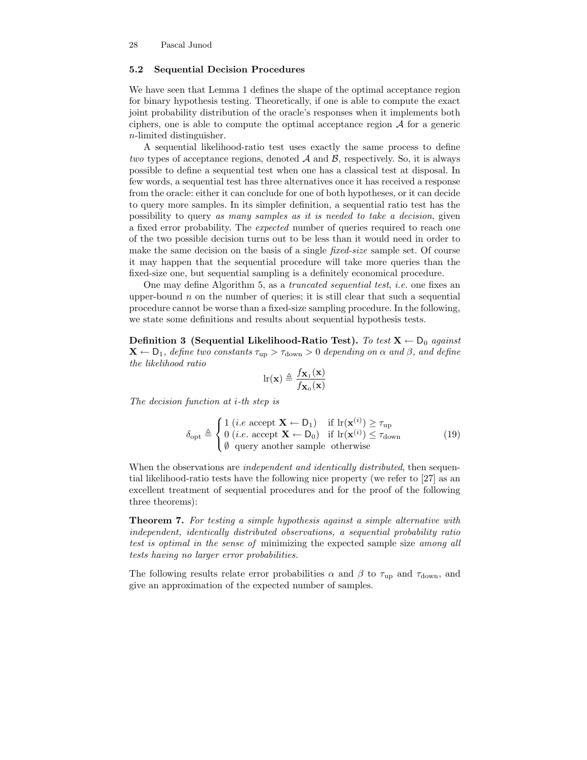### 5.2 Sequential Decision Procedures

We have seen that Lemma 1 defines the shape of the optimal acceptance region for binary hypothesis testing. Theoretically, if one is able to compute the exact joint probability distribution of the oracle's responses when it implements both ciphers, one is able to compute the optimal acceptance region $\mathcal{A}$ for a generic $n$-limited distinguisher.

A sequential likelihood-ratio test uses exactly the same process to define *two* types of acceptance regions, denoted $\mathcal{A}$ and $\mathcal{B}$, respectively. So, it is always possible to define a sequential test when one has a classical test at disposal. In few words, a sequential test has three alternatives once it has received a response from the oracle: either it can conclude for one of both hypotheses, or it can decide to query more samples. In its simpler definition, a sequential ratio test has the possibility to query *as many samples as it is needed to take a decision*, given a fixed error probability. The *expected* number of queries required to reach one of the two possible decision turns out to be less than it would need in order to make the same decision on the basis of a single *fixed-size* sample set. Of course it may happen that the sequential procedure will take more queries than the fixed-size one, but sequential sampling is a definitely economical procedure.

One may define Algorithm 5, as a *truncated sequential test*, *i.e.* one fixes an upper-bound $n$ on the number of queries; it is still clear that such a sequential procedure cannot be worse than a fixed-size sampling procedure. In the following, we state some definitions and results about sequential hypothesis tests.

**Definition 3 (Sequential Likelihood-Ratio Test).** *To test $\mathbf{X} \leftarrow \mathsf{D}_0$ against $\mathbf{X} \leftarrow \mathsf{D}_1$, define two constants $\tau_{\mathrm{up}} > \tau_{\mathrm{down}} > 0$ depending on $\alpha$ and $\beta$, and define the likelihood ratio*

$$\mathrm{lr}(\mathbf{x}) \triangleq \frac{f_{\mathbf{X}_1}(\mathbf{x})}{f_{\mathbf{X}_0}(\mathbf{x})}$$

*The decision function at $i$-th step is*

$$\delta_{\mathrm{opt}} \triangleq \begin{cases} 1 \ (i.e \text{ accept } \mathbf{X} \leftarrow \mathsf{D}_1) & \text{if } \mathrm{lr}(\mathbf{x}^{(i)}) \geq \tau_{\mathrm{up}} \\ 0 \ (i.e. \text{ accept } \mathbf{X} \leftarrow \mathsf{D}_0) & \text{if } \mathrm{lr}(\mathbf{x}^{(i)}) \leq \tau_{\mathrm{down}} \\ \emptyset \ \text{ query another sample} & \text{otherwise} \end{cases} \tag{19}$$

When the observations are *independent and identically distributed*, then sequential likelihood-ratio tests have the following nice property (we refer to [27] as an excellent treatment of sequential procedures and for the proof of the following three theorems):

**Theorem 7.** *For testing a simple hypothesis against a simple alternative with independent, identically distributed observations, a sequential probability ratio test is optimal in the sense of* minimizing the expected sample size *among all tests having no larger error probabilities.*

The following results relate error probabilities $\alpha$ and $\beta$ to $\tau_{\mathrm{up}}$ and $\tau_{\mathrm{down}}$, and give an approximation of the expected number of samples.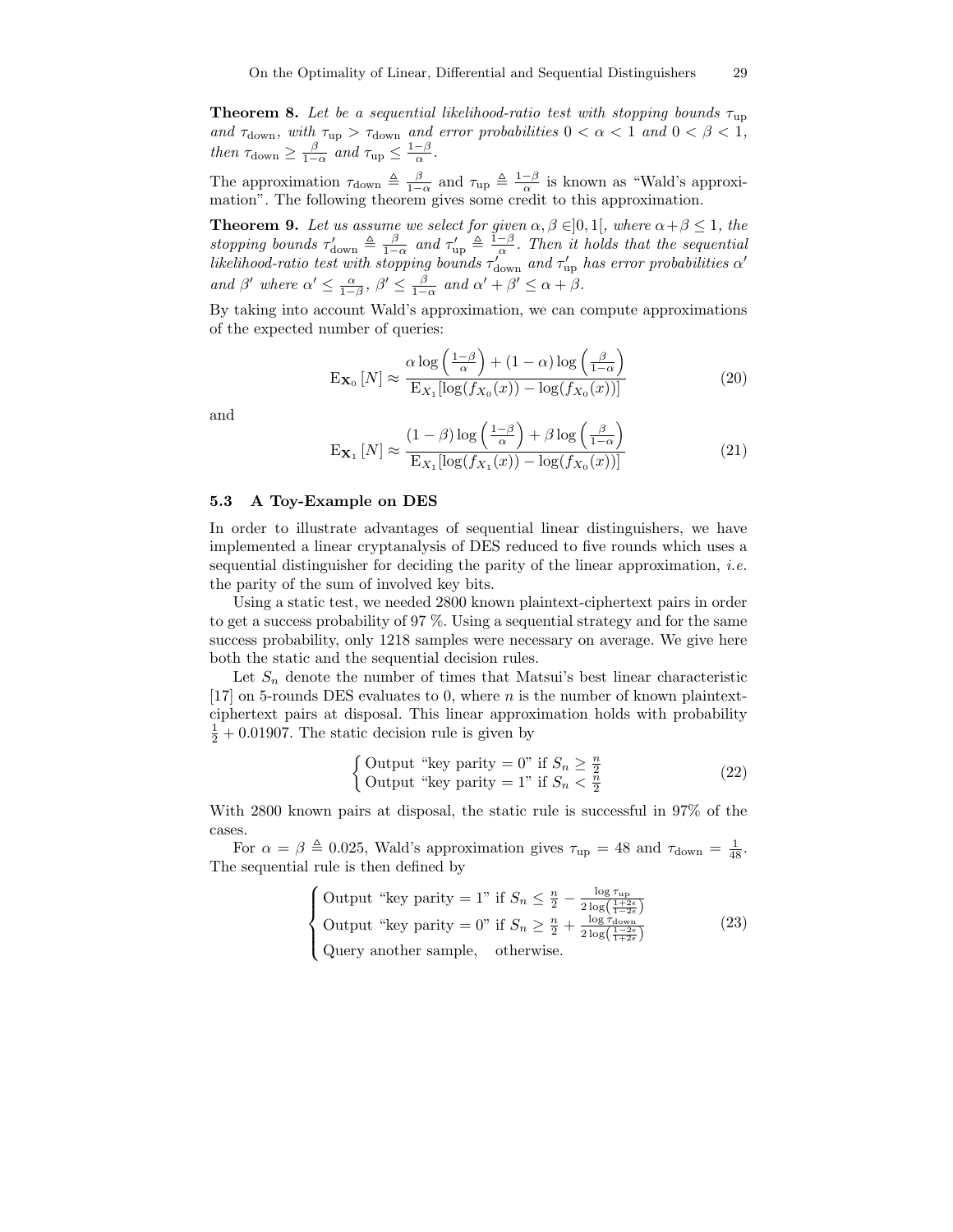**Theorem 8.** *Let be a sequential likelihood-ratio test with stopping bounds $\tau_{\mathrm{up}}$ and $\tau_{\mathrm{down}}$, with $\tau_{\mathrm{up}} > \tau_{\mathrm{down}}$ and error probabilities $0 < \alpha < 1$ and $0 < \beta < 1$, then $\tau_{\mathrm{down}} \geq \frac{\beta}{1-\alpha}$ and $\tau_{\mathrm{up}} \leq \frac{1-\beta}{\alpha}$.*

The approximation $\tau_{\mathrm{down}} \triangleq \frac{\beta}{1-\alpha}$ and $\tau_{\mathrm{up}} \triangleq \frac{1-\beta}{\alpha}$ is known as "Wald's approximation". The following theorem gives some credit to this approximation.

**Theorem 9.** *Let us assume we select for given $\alpha, \beta \in ]0,1[$, where $\alpha+\beta \leq 1$, the stopping bounds $\tau'_{\mathrm{down}} \triangleq \frac{\beta}{1-\alpha}$ and $\tau'_{\mathrm{up}} \triangleq \frac{1-\beta}{\alpha}$. Then it holds that the sequential likelihood-ratio test with stopping bounds $\tau'_{\mathrm{down}}$ and $\tau'_{\mathrm{up}}$ has error probabilities $\alpha'$ and $\beta'$ where $\alpha' \leq \frac{\alpha}{1-\beta}$, $\beta' \leq \frac{\beta}{1-\alpha}$ and $\alpha' + \beta' \leq \alpha + \beta$.*

By taking into account Wald's approximation, we can compute approximations of the expected number of queries:

$$\mathrm{E}_{\mathbf{X}_0}[N] \approx \frac{\alpha \log\left(\frac{1-\beta}{\alpha}\right) + (1-\alpha)\log\left(\frac{\beta}{1-\alpha}\right)}{\mathrm{E}_{X_1}[\log(f_{X_0}(x)) - \log(f_{X_0}(x))]} \tag{20}$$

and

$$\mathrm{E}_{\mathbf{X}_1}[N] \approx \frac{(1-\beta) \log\left(\frac{1-\beta}{\alpha}\right) + \beta\log\left(\frac{\beta}{1-\alpha}\right)}{\mathrm{E}_{X_1}[\log(f_{X_1}(x)) - \log(f_{X_0}(x))]} \tag{21}$$

### 5.3 A Toy-Example on DES

In order to illustrate advantages of sequential linear distinguishers, we have implemented a linear cryptanalysis of DES reduced to five rounds which uses a sequential distinguisher for deciding the parity of the linear approximation, *i.e.* the parity of the sum of involved key bits.

Using a static test, we needed 2800 known plaintext-ciphertext pairs in order to get a success probability of 97 %. Using a sequential strategy and for the same success probability, only 1218 samples were necessary on average. We give here both the static and the sequential decision rules.

Let $S_n$ denote the number of times that Matsui's best linear characteristic [17] on 5-rounds DES evaluates to 0, where $n$ is the number of known plaintext-ciphertext pairs at disposal. This linear approximation holds with probability $\frac{1}{2} + 0.01907$. The static decision rule is given by

$$\begin{cases} \text{Output "key parity = 0" if } S_n \geq \frac{n}{2} \\ \text{Output "key parity = 1" if } S_n < \frac{n}{2} \end{cases} \tag{22}$$

With 2800 known pairs at disposal, the static rule is successful in 97% of the cases.

For $\alpha = \beta \triangleq 0.025$, Wald's approximation gives $\tau_{\mathrm{up}} = 48$ and $\tau_{\mathrm{down}} = \frac{1}{48}$. The sequential rule is then defined by

$$\begin{cases} \text{Output "key parity = 1" if } S_n \leq \frac{n}{2} - \frac{\log \tau_{\mathrm{up}}}{2\log\left(\frac{1+2\epsilon}{1-2\epsilon}\right)} \\ \text{Output "key parity = 0" if } S_n \geq \frac{n}{2} + \frac{\log \tau_{\mathrm{down}}}{2\log\left(\frac{1-2\epsilon}{1+2\epsilon}\right)} \\ \text{Query another sample, } \quad \text{otherwise.} \end{cases} \tag{23}$$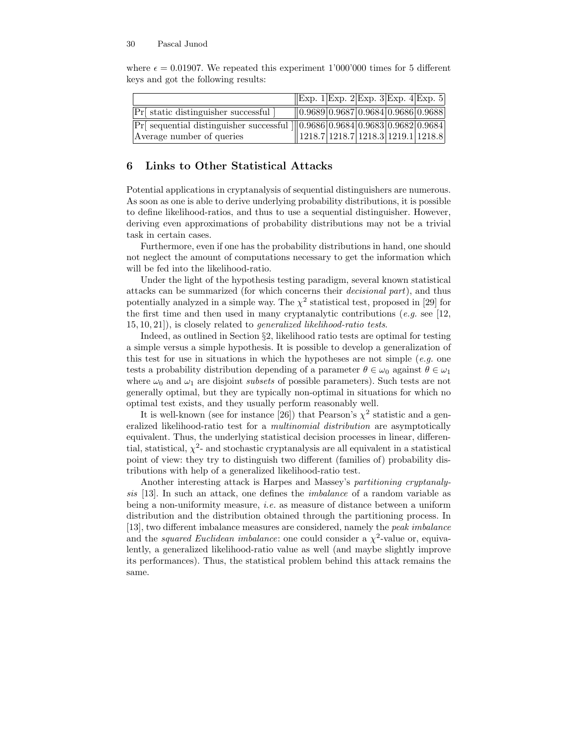where $\epsilon = 0.01907$. We repeated this experiment 1'000'000 times for 5 different keys and got the following results:

| | Exp. 1 | Exp. 2 | Exp. 3 | Exp. 4 | Exp. 5 |
|---|---|---|---|---|---|
| Pr[ static distinguisher successful ] | 0.9689 | 0.9687 | 0.9684 | 0.9686 | 0.9688 |
| Pr[ sequential distinguisher successful ] | 0.9686 | 0.9684 | 0.9683 | 0.9682 | 0.9684 |
| Average number of queries | 1218.7 | 1218.7 | 1218.3 | 1219.1 | 1218.8 |

## 6 Links to Other Statistical Attacks

Potential applications in cryptanalysis of sequential distinguishers are numerous. As soon as one is able to derive underlying probability distributions, it is possible to define likelihood-ratios, and thus to use a sequential distinguisher. However, deriving even approximations of probability distributions may not be a trivial task in certain cases.

Furthermore, even if one has the probability distributions in hand, one should not neglect the amount of computations necessary to get the information which will be fed into the likelihood-ratio.

Under the light of the hypothesis testing paradigm, several known statistical attacks can be summarized (for which concerns their *decisional part*), and thus potentially analyzed in a simple way. The $\chi^2$ statistical test, proposed in [29] for the first time and then used in many cryptanalytic contributions (*e.g.* see [12, 15, 10, 21]), is closely related to *generalized likelihood-ratio tests*.

Indeed, as outlined in Section §2, likelihood ratio tests are optimal for testing a simple versus a simple hypothesis. It is possible to develop a generalization of this test for use in situations in which the hypotheses are not simple (*e.g.* one tests a probability distribution depending of a parameter $\theta \in \omega_0$ against $\theta \in \omega_1$ where $\omega_0$ and $\omega_1$ are disjoint *subsets* of possible parameters). Such tests are not generally optimal, but they are typically non-optimal in situations for which no optimal test exists, and they usually perform reasonably well.

It is well-known (see for instance [26]) that Pearson's $\chi^2$ statistic and a generalized likelihood-ratio test for a *multinomial distribution* are asymptotically equivalent. Thus, the underlying statistical decision processes in linear, differential, statistical, $\chi^2$- and stochastic cryptanalysis are all equivalent in a statistical point of view: they try to distinguish two different (families of) probability distributions with help of a generalized likelihood-ratio test.

Another interesting attack is Harpes and Massey's *partitioning cryptanalysis* [13]. In such an attack, one defines the *imbalance* of a random variable as being a non-uniformity measure, *i.e.* as measure of distance between a uniform distribution and the distribution obtained through the partitioning process. In [13], two different imbalance measures are considered, namely the *peak imbalance* and the *squared Euclidean imbalance*: one could consider a $\chi^2$-value or, equivalently, a generalized likelihood-ratio value as well (and maybe slightly improve its performances). Thus, the statistical problem behind this attack remains the same.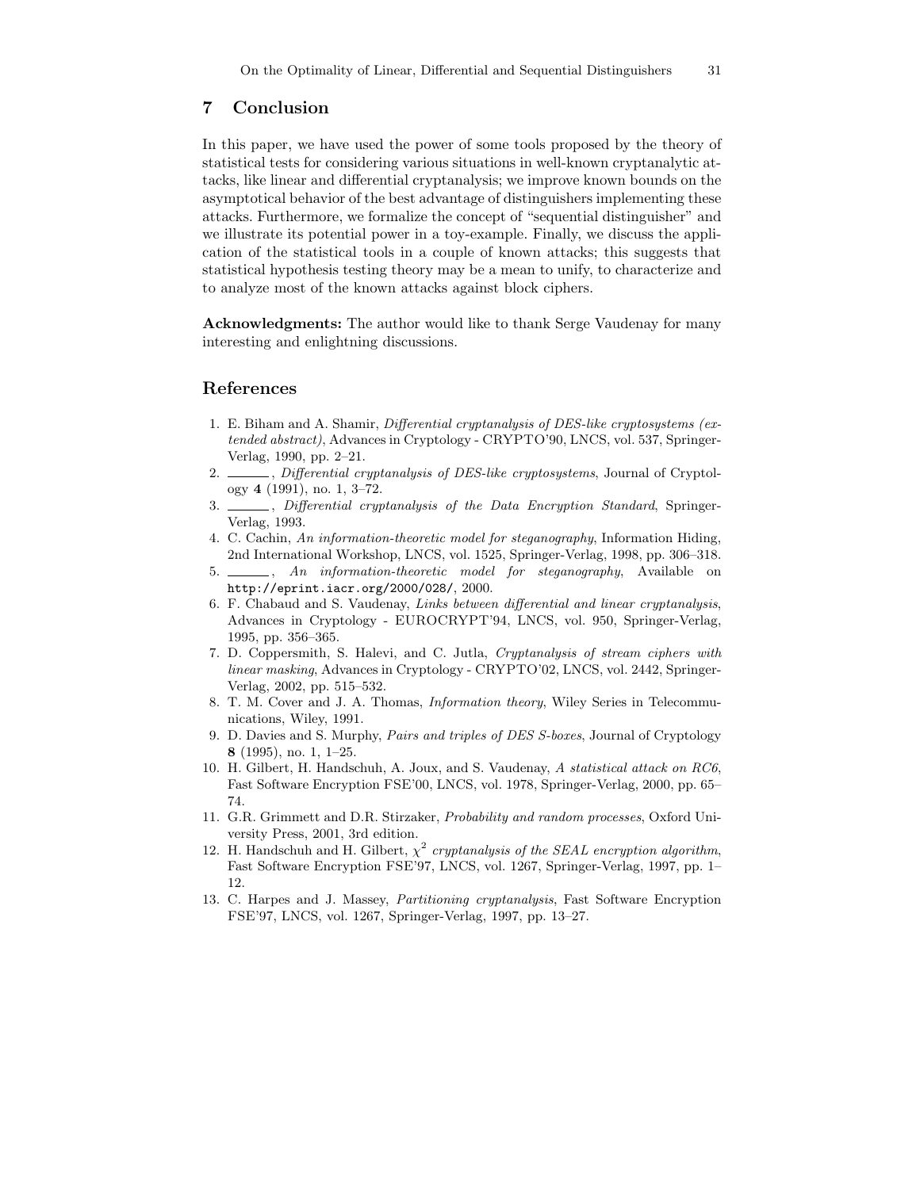## 7 Conclusion

In this paper, we have used the power of some tools proposed by the theory of statistical tests for considering various situations in well-known cryptanalytic attacks, like linear and differential cryptanalysis; we improve known bounds on the asymptotical behavior of the best advantage of distinguishers implementing these attacks. Furthermore, we formalize the concept of "sequential distinguisher" and we illustrate its potential power in a toy-example. Finally, we discuss the application of the statistical tools in a couple of known attacks; this suggests that statistical hypothesis testing theory may be a mean to unify, to characterize and to analyze most of the known attacks against block ciphers.

**Acknowledgments:** The author would like to thank Serge Vaudenay for many interesting and enlightning discussions.

## References

1. E. Biham and A. Shamir, *Differential cryptanalysis of DES-like cryptosystems (extended abstract)*, Advances in Cryptology - CRYPTO'90, LNCS, vol. 537, Springer-Verlag, 1990, pp. 2–21.
2. ______, *Differential cryptanalysis of DES-like cryptosystems*, Journal of Cryptology **4** (1991), no. 1, 3–72.
3. ______, *Differential cryptanalysis of the Data Encryption Standard*, Springer-Verlag, 1993.
4. C. Cachin, *An information-theoretic model for steganography*, Information Hiding, 2nd International Workshop, LNCS, vol. 1525, Springer-Verlag, 1998, pp. 306–318.
5. ______, *An information-theoretic model for steganography*, Available on `http://eprint.iacr.org/2000/028/`, 2000.
6. F. Chabaud and S. Vaudenay, *Links between differential and linear cryptanalysis*, Advances in Cryptology - EUROCRYPT'94, LNCS, vol. 950, Springer-Verlag, 1995, pp. 356–365.
7. D. Coppersmith, S. Halevi, and C. Jutla, *Cryptanalysis of stream ciphers with linear masking*, Advances in Cryptology - CRYPTO'02, LNCS, vol. 2442, Springer-Verlag, 2002, pp. 515–532.
8. T. M. Cover and J. A. Thomas, *Information theory*, Wiley Series in Telecommunications, Wiley, 1991.
9. D. Davies and S. Murphy, *Pairs and triples of DES S-boxes*, Journal of Cryptology **8** (1995), no. 1, 1–25.
10. H. Gilbert, H. Handschuh, A. Joux, and S. Vaudenay, *A statistical attack on RC6*, Fast Software Encryption FSE'00, LNCS, vol. 1978, Springer-Verlag, 2000, pp. 65–74.
11. G.R. Grimmett and D.R. Stirzaker, *Probability and random processes*, Oxford University Press, 2001, 3rd edition.
12. H. Handschuh and H. Gilbert, *$\chi^2$ cryptanalysis of the SEAL encryption algorithm*, Fast Software Encryption FSE'97, LNCS, vol. 1267, Springer-Verlag, 1997, pp. 1–12.
13. C. Harpes and J. Massey, *Partitioning cryptanalysis*, Fast Software Encryption FSE'97, LNCS, vol. 1267, Springer-Verlag, 1997, pp. 13–27.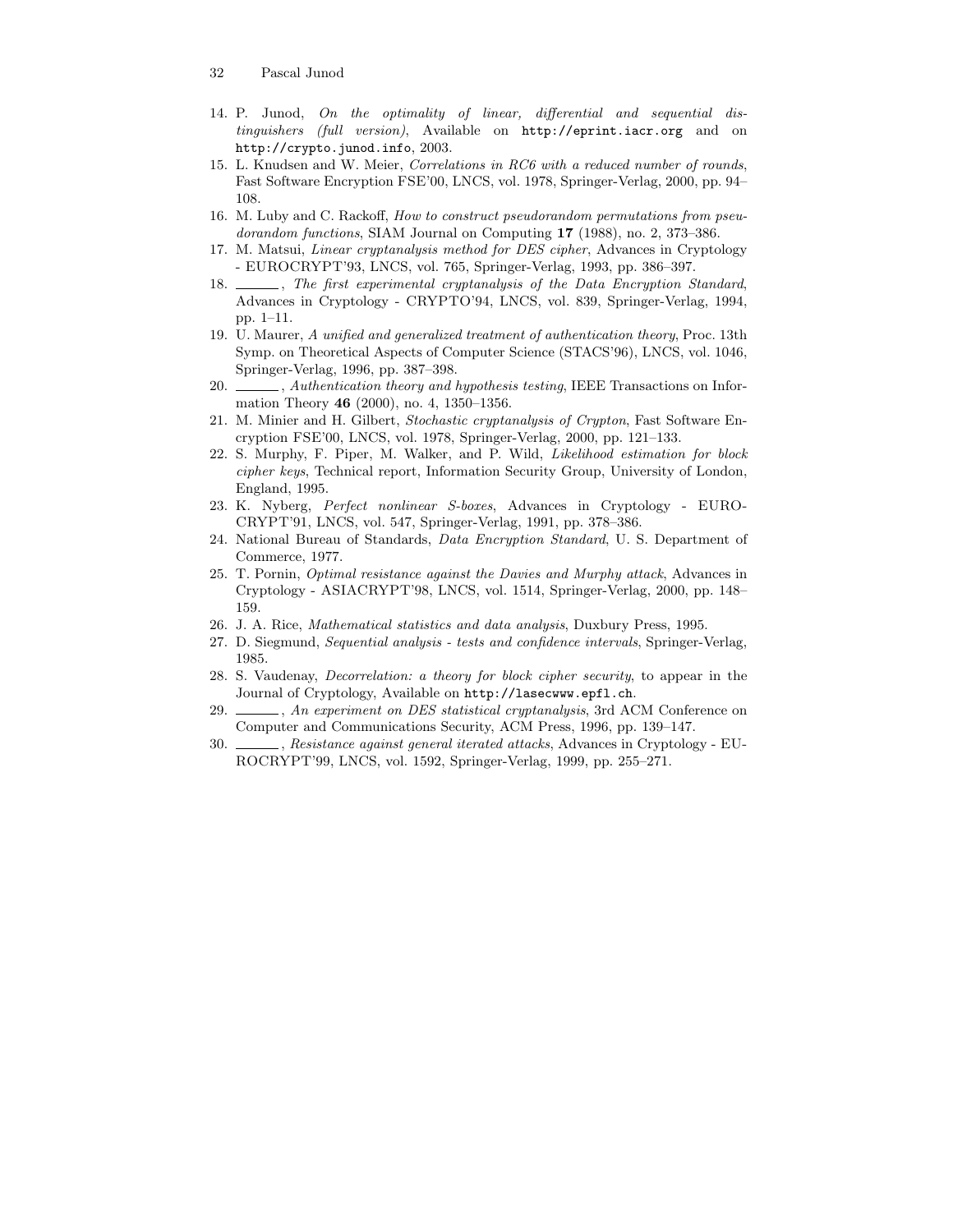14. P. Junod, *On the optimality of linear, differential and sequential distinguishers (full version)*, Available on `http://eprint.iacr.org` and on `http://crypto.junod.info`, 2003.
15. L. Knudsen and W. Meier, *Correlations in RC6 with a reduced number of rounds*, Fast Software Encryption FSE'00, LNCS, vol. 1978, Springer-Verlag, 2000, pp. 94–108.
16. M. Luby and C. Rackoff, *How to construct pseudorandom permutations from pseudorandom functions*, SIAM Journal on Computing **17** (1988), no. 2, 373–386.
17. M. Matsui, *Linear cryptanalysis method for DES cipher*, Advances in Cryptology - EUROCRYPT'93, LNCS, vol. 765, Springer-Verlag, 1993, pp. 386–397.
18. ______, *The first experimental cryptanalysis of the Data Encryption Standard*, Advances in Cryptology - CRYPTO'94, LNCS, vol. 839, Springer-Verlag, 1994, pp. 1–11.
19. U. Maurer, *A unified and generalized treatment of authentication theory*, Proc. 13th Symp. on Theoretical Aspects of Computer Science (STACS'96), LNCS, vol. 1046, Springer-Verlag, 1996, pp. 387–398.
20. ______, *Authentication theory and hypothesis testing*, IEEE Transactions on Information Theory **46** (2000), no. 4, 1350–1356.
21. M. Minier and H. Gilbert, *Stochastic cryptanalysis of Crypton*, Fast Software Encryption FSE'00, LNCS, vol. 1978, Springer-Verlag, 2000, pp. 121–133.
22. S. Murphy, F. Piper, M. Walker, and P. Wild, *Likelihood estimation for block cipher keys*, Technical report, Information Security Group, University of London, England, 1995.
23. K. Nyberg, *Perfect nonlinear S-boxes*, Advances in Cryptology - EUROCRYPT'91, LNCS, vol. 547, Springer-Verlag, 1991, pp. 378–386.
24. National Bureau of Standards, *Data Encryption Standard*, U. S. Department of Commerce, 1977.
25. T. Pornin, *Optimal resistance against the Davies and Murphy attack*, Advances in Cryptology - ASIACRYPT'98, LNCS, vol. 1514, Springer-Verlag, 2000, pp. 148–159.
26. J. A. Rice, *Mathematical statistics and data analysis*, Duxbury Press, 1995.
27. D. Siegmund, *Sequential analysis - tests and confidence intervals*, Springer-Verlag, 1985.
28. S. Vaudenay, *Decorrelation: a theory for block cipher security*, to appear in the Journal of Cryptology, Available on `http://lasecwww.epfl.ch`.
29. ______, *An experiment on DES statistical cryptanalysis*, 3rd ACM Conference on Computer and Communications Security, ACM Press, 1996, pp. 139–147.
30. ______, *Resistance against general iterated attacks*, Advances in Cryptology - EUROCRYPT'99, LNCS, vol. 1592, Springer-Verlag, 1999, pp. 255–271.